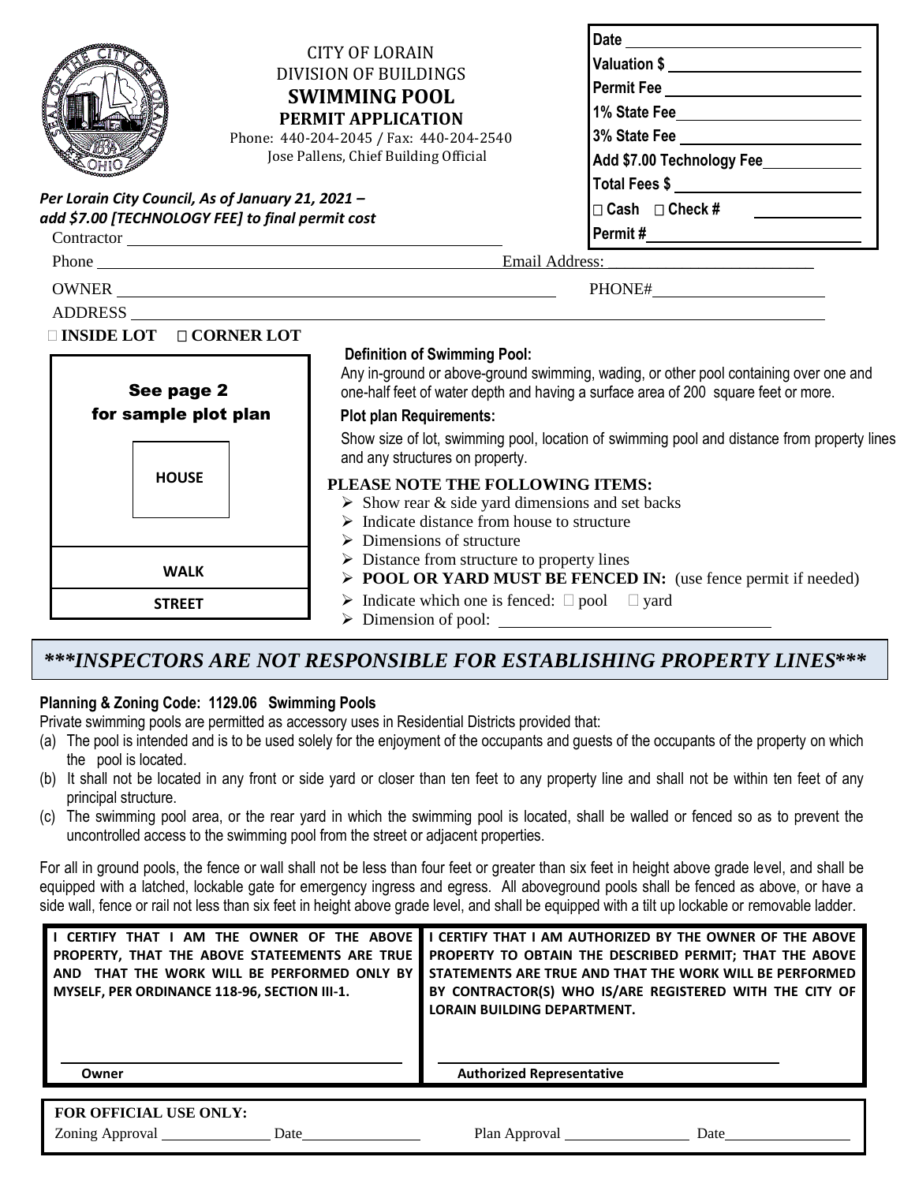CITY OF LORAIN
DIVISION OF BUILDINGS

# SWIMMING POOL PERMIT APPLICATION

Phone: 440-204-2045 / Fax: 440-204-2540
Jose Pallens, Chief Building Official

| |
|---|
| **Date** ______________________ |
| **Valuation $** ______________________ |
| **Permit Fee** ______________________ |
| **1% State Fee** ______________________ |
| **3% State Fee** ______________________ |
| **Add $7.00 Technology Fee** __________ |
| **Total Fees $** ______________________ |
| ☐ **Cash** ☐ **Check #** __________ |
| **Permit #** ______________________ |

***Per Lorain City Council, As of January 21, 2021 – add $7.00 [TECHNOLOGY FEE] to final permit cost***

Contractor ______________________________________________

Phone ______________________________________________ Email Address: ______________________

OWNER ______________________________________________ PHONE# ____________________

ADDRESS ______________________________________________________________________

☐ **INSIDE LOT** ☐ **CORNER LOT**

See page 2 for sample plot plan

HOUSE

WALK

STREET

**Definition of Swimming Pool:**

Any in-ground or above-ground swimming, wading, or other pool containing over one and one-half feet of water depth and having a surface area of 200 square feet or more.

**Plot plan Requirements:**

Show size of lot, swimming pool, location of swimming pool and distance from property lines and any structures on property.

**PLEASE NOTE THE FOLLOWING ITEMS:**

- Show rear & side yard dimensions and set backs
- Indicate distance from house to structure
- Dimensions of structure
- Distance from structure to property lines
- **POOL OR YARD MUST BE FENCED IN:** (use fence permit if needed)
- Indicate which one is fenced: ☐ pool ☐ yard
- Dimension of pool: ______________________________

***\*\*\*INSPECTORS ARE NOT RESPONSIBLE FOR ESTABLISHING PROPERTY LINES\*\*\****

**Planning & Zoning Code: 1129.06 Swimming Pools**

Private swimming pools are permitted as accessory uses in Residential Districts provided that:

(a) The pool is intended and is to be used solely for the enjoyment of the occupants and guests of the occupants of the property on which the pool is located.
(b) It shall not be located in any front or side yard or closer than ten feet to any property line and shall not be within ten feet of any principal structure.
(c) The swimming pool area, or the rear yard in which the swimming pool is located, shall be walled or fenced so as to prevent the uncontrolled access to the swimming pool from the street or adjacent properties.

For all in ground pools, the fence or wall shall not be less than four feet or greater than six feet in height above grade level, and shall be equipped with a latched, lockable gate for emergency ingress and egress. All aboveground pools shall be fenced as above, or have a side wall, fence or rail not less than six feet in height above grade level, and shall be equipped with a tilt up lockable or removable ladder.

| **I CERTIFY THAT I AM THE OWNER OF THE ABOVE PROPERTY, THAT THE ABOVE STATEEMENTS ARE TRUE AND THAT THE WORK WILL BE PERFORMED ONLY BY MYSELF, PER ORDINANCE 118-96, SECTION III-1.** | **I CERTIFY THAT I AM AUTHORIZED BY THE OWNER OF THE ABOVE PROPERTY TO OBTAIN THE DESCRIBED PERMIT; THAT THE ABOVE STATEMENTS ARE TRUE AND THAT THE WORK WILL BE PERFORMED BY CONTRACTOR(S) WHO IS/ARE REGISTERED WITH THE CITY OF LORAIN BUILDING DEPARTMENT.** |
|---|---|
| ______________________ **Owner** | ______________________ **Authorized Representative** |

**FOR OFFICIAL USE ONLY:**

Zoning Approval ______________ Date ______________ Plan Approval ______________ Date ______________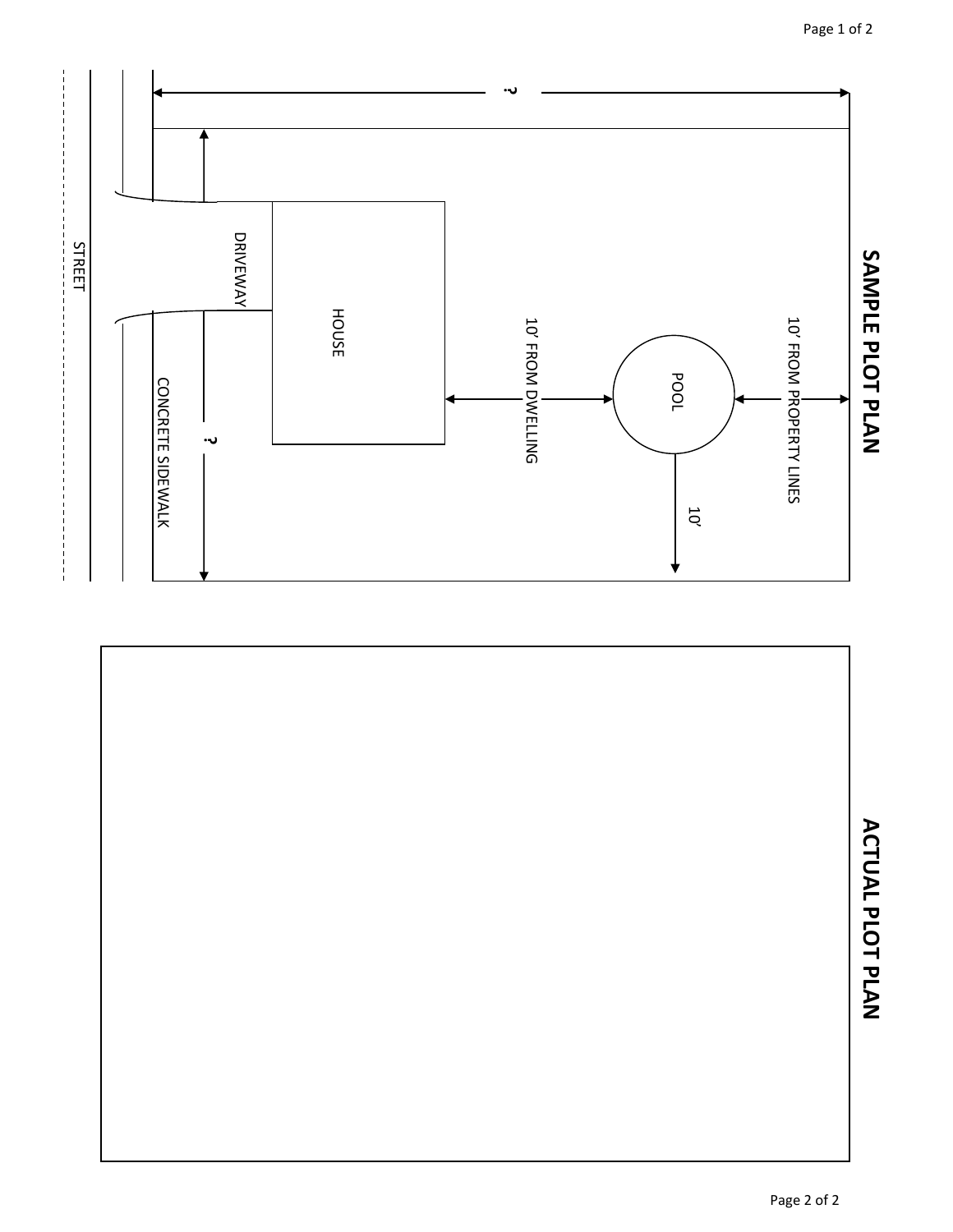## SAMPLE PLOT PLAN

?

STREET

DRIVEWAY

HOUSE

CONCRETE SIDEWALK

?

10' FROM DWELLING

POOL

10' FROM PROPERTY LINES

10'

## ACTUAL PLOT PLAN